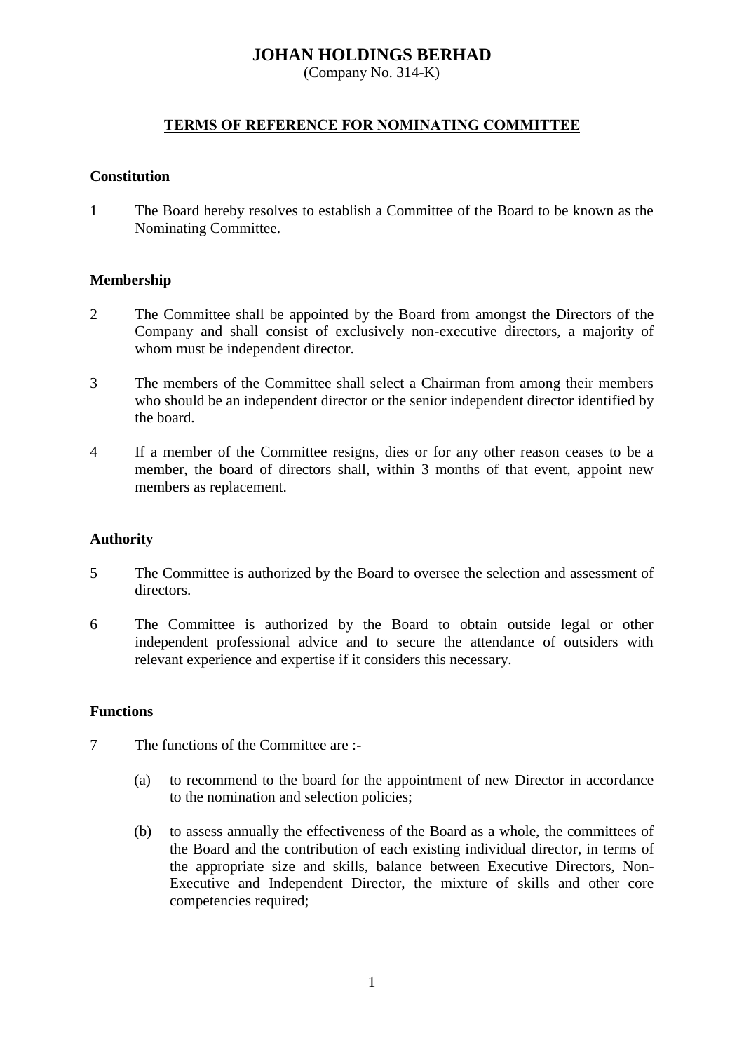# JOHAN HOLDINGS BERHAD

(Company No. 314-K)

## TERMS OF REFERENCE FOR NOMINATING COMMITTEE

### Constitution

1 The Board hereby resolves to establish a Committee of the Board to be known as the Nominating Committee.

### Membership

2 The Committee shall be appointed by the Board from amongst the Directors of the Company and shall consist of exclusively non-executive directors, a majority of whom must be independent director.

3 The members of the Committee shall select a Chairman from among their members who should be an independent director or the senior independent director identified by the board.

4 If a member of the Committee resigns, dies or for any other reason ceases to be a member, the board of directors shall, within 3 months of that event, appoint new members as replacement.

### Authority

5 The Committee is authorized by the Board to oversee the selection and assessment of directors.

6 The Committee is authorized by the Board to obtain outside legal or other independent professional advice and to secure the attendance of outsiders with relevant experience and expertise if it considers this necessary.

### Functions

7 The functions of the Committee are :-

(a) to recommend to the board for the appointment of new Director in accordance to the nomination and selection policies;

(b) to assess annually the effectiveness of the Board as a whole, the committees of the Board and the contribution of each existing individual director, in terms of the appropriate size and skills, balance between Executive Directors, Non-Executive and Independent Director, the mixture of skills and other core competencies required;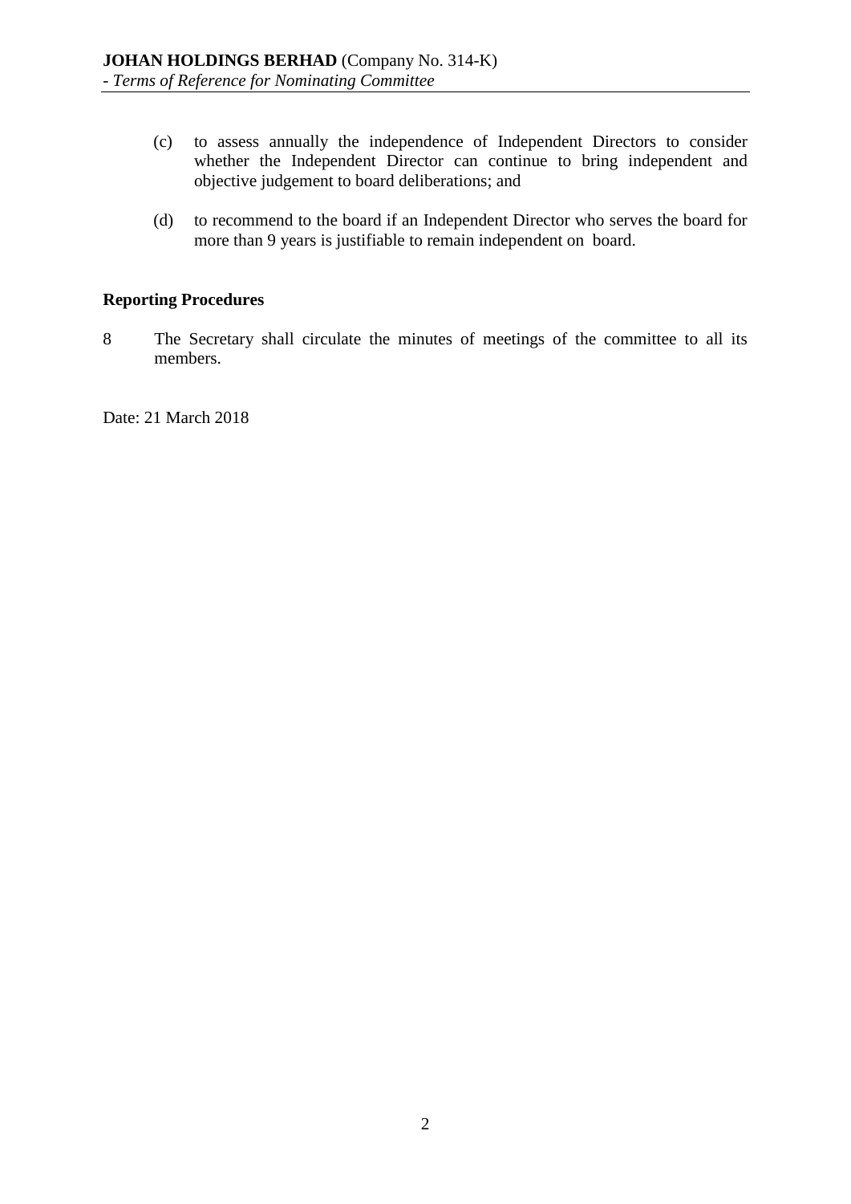(c) to assess annually the independence of Independent Directors to consider whether the Independent Director can continue to bring independent and objective judgement to board deliberations; and

(d) to recommend to the board if an Independent Director who serves the board for more than 9 years is justifiable to remain independent on board.

## Reporting Procedures

8 The Secretary shall circulate the minutes of meetings of the committee to all its members.

Date: 21 March 2018